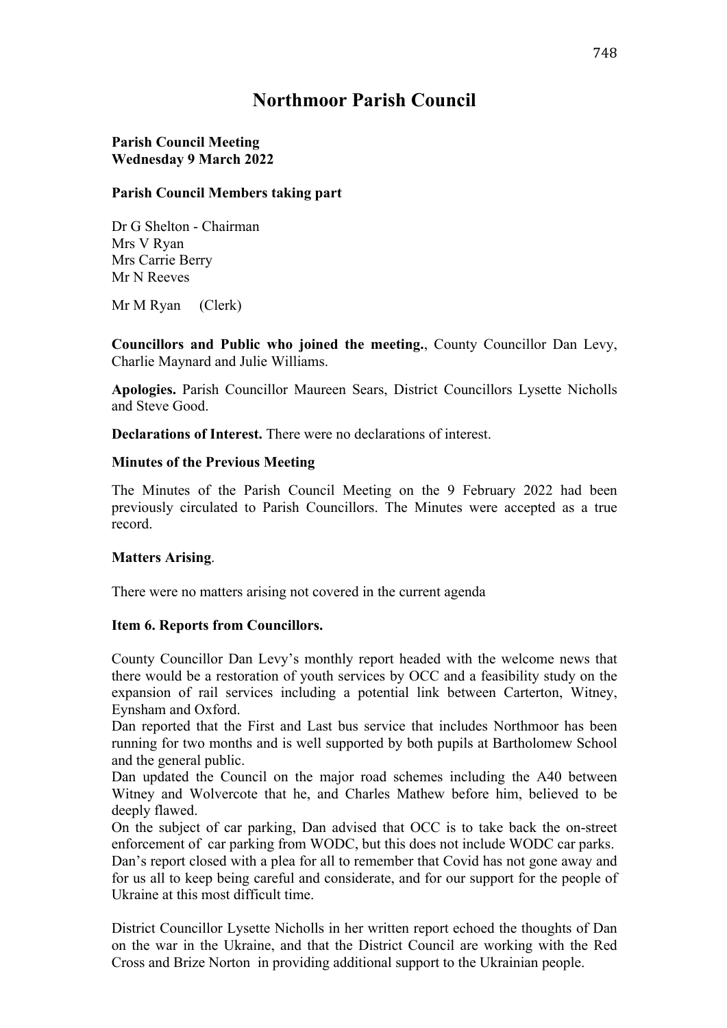# Northmoor Parish Council

**Parish Council Meeting**
**Wednesday 9 March 2022**

**Parish Council Members taking part**

Dr G Shelton - Chairman
Mrs V Ryan
Mrs Carrie Berry
Mr N Reeves

Mr M Ryan (Clerk)

**Councillors and Public who joined the meeting.**, County Councillor Dan Levy, Charlie Maynard and Julie Williams.

**Apologies.** Parish Councillor Maureen Sears, District Councillors Lysette Nicholls and Steve Good.

**Declarations of Interest.** There were no declarations of interest.

**Minutes of the Previous Meeting**

The Minutes of the Parish Council Meeting on the 9 February 2022 had been previously circulated to Parish Councillors. The Minutes were accepted as a true record.

**Matters Arising**.

There were no matters arising not covered in the current agenda

**Item 6. Reports from Councillors.**

County Councillor Dan Levy's monthly report headed with the welcome news that there would be a restoration of youth services by OCC and a feasibility study on the expansion of rail services including a potential link between Carterton, Witney, Eynsham and Oxford.
Dan reported that the First and Last bus service that includes Northmoor has been running for two months and is well supported by both pupils at Bartholomew School and the general public.
Dan updated the Council on the major road schemes including the A40 between Witney and Wolvercote that he, and Charles Mathew before him, believed to be deeply flawed.
On the subject of car parking, Dan advised that OCC is to take back the on-street enforcement of car parking from WODC, but this does not include WODC car parks.
Dan's report closed with a plea for all to remember that Covid has not gone away and for us all to keep being careful and considerate, and for our support for the people of Ukraine at this most difficult time.

District Councillor Lysette Nicholls in her written report echoed the thoughts of Dan on the war in the Ukraine, and that the District Council are working with the Red Cross and Brize Norton in providing additional support to the Ukrainian people.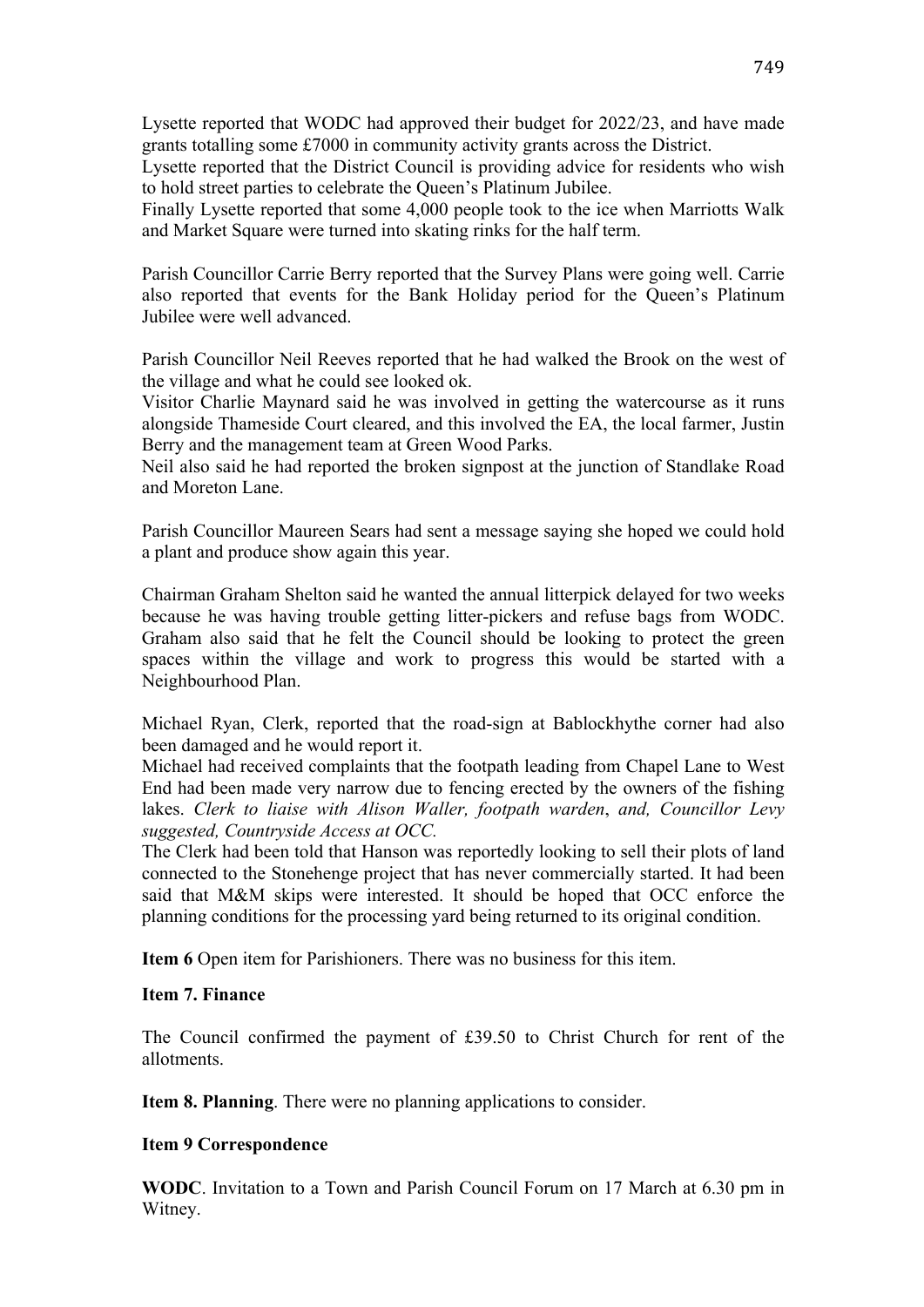Lysette reported that WODC had approved their budget for 2022/23, and have made grants totalling some £7000 in community activity grants across the District.
Lysette reported that the District Council is providing advice for residents who wish to hold street parties to celebrate the Queen's Platinum Jubilee.
Finally Lysette reported that some 4,000 people took to the ice when Marriotts Walk and Market Square were turned into skating rinks for the half term.

Parish Councillor Carrie Berry reported that the Survey Plans were going well. Carrie also reported that events for the Bank Holiday period for the Queen's Platinum Jubilee were well advanced.

Parish Councillor Neil Reeves reported that he had walked the Brook on the west of the village and what he could see looked ok.
Visitor Charlie Maynard said he was involved in getting the watercourse as it runs alongside Thameside Court cleared, and this involved the EA, the local farmer, Justin Berry and the management team at Green Wood Parks.
Neil also said he had reported the broken signpost at the junction of Standlake Road and Moreton Lane.

Parish Councillor Maureen Sears had sent a message saying she hoped we could hold a plant and produce show again this year.

Chairman Graham Shelton said he wanted the annual litterpick delayed for two weeks because he was having trouble getting litter-pickers and refuse bags from WODC. Graham also said that he felt the Council should be looking to protect the green spaces within the village and work to progress this would be started with a Neighbourhood Plan.

Michael Ryan, Clerk, reported that the road-sign at Bablockhythe corner had also been damaged and he would report it.
Michael had received complaints that the footpath leading from Chapel Lane to West End had been made very narrow due to fencing erected by the owners of the fishing lakes. *Clerk to liaise with Alison Waller, footpath warden*, *and, Councillor Levy suggested, Countryside Access at OCC.*
The Clerk had been told that Hanson was reportedly looking to sell their plots of land connected to the Stonehenge project that has never commercially started. It had been said that M&M skips were interested. It should be hoped that OCC enforce the planning conditions for the processing yard being returned to its original condition.

**Item 6** Open item for Parishioners. There was no business for this item.

**Item 7. Finance**

The Council confirmed the payment of £39.50 to Christ Church for rent of the allotments.

**Item 8. Planning**. There were no planning applications to consider.

**Item 9 Correspondence**

**WODC**. Invitation to a Town and Parish Council Forum on 17 March at 6.30 pm in Witney.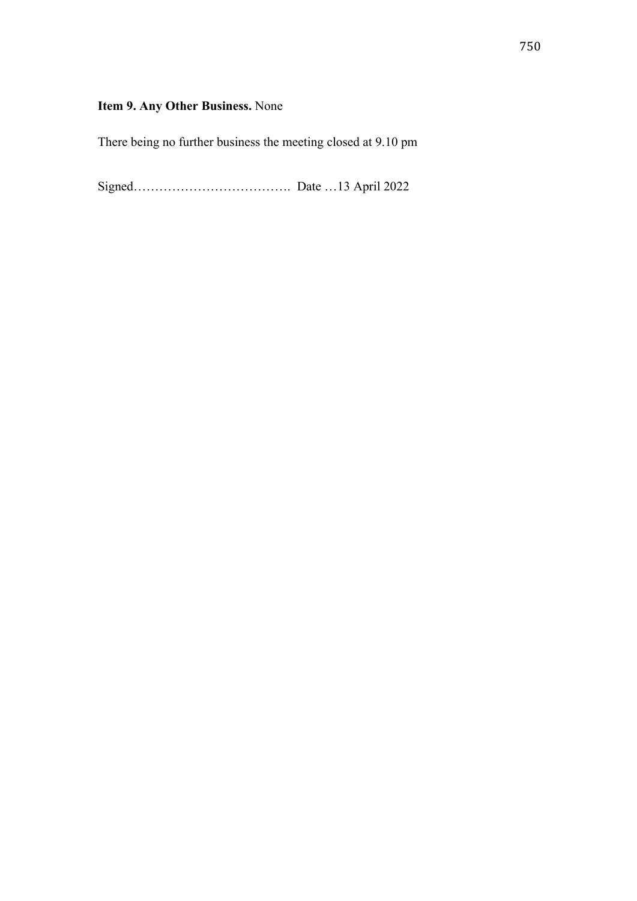**Item 9. Any Other Business.** None

There being no further business the meeting closed at 9.10 pm

Signed……………………………….. Date …13 April 2022